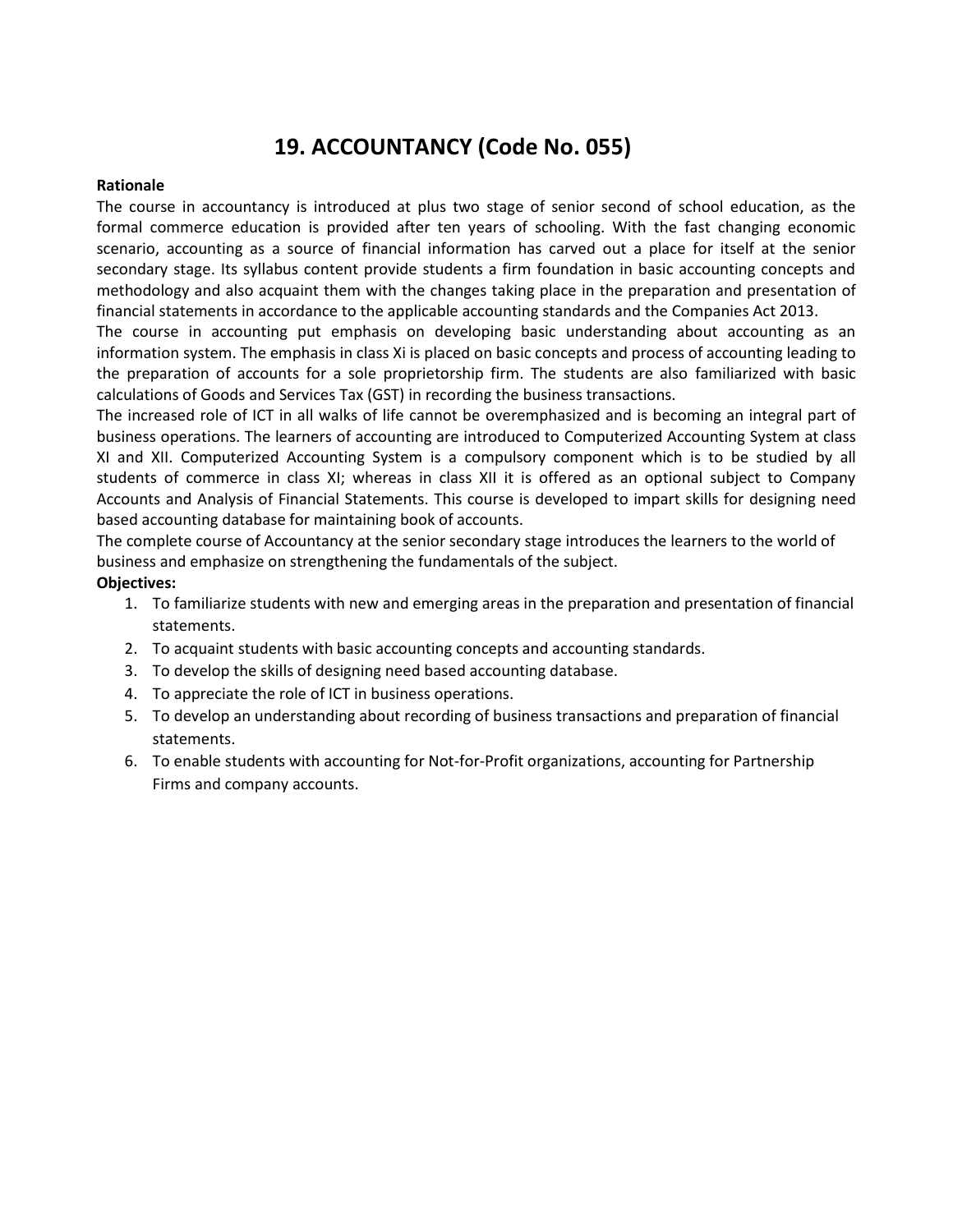# 19. ACCOUNTANCY (Code No. 055)

**Rationale**

The course in accountancy is introduced at plus two stage of senior second of school education, as the formal commerce education is provided after ten years of schooling. With the fast changing economic scenario, accounting as a source of financial information has carved out a place for itself at the senior secondary stage. Its syllabus content provide students a firm foundation in basic accounting concepts and methodology and also acquaint them with the changes taking place in the preparation and presentation of financial statements in accordance to the applicable accounting standards and the Companies Act 2013.

The course in accounting put emphasis on developing basic understanding about accounting as an information system. The emphasis in class Xi is placed on basic concepts and process of accounting leading to the preparation of accounts for a sole proprietorship firm. The students are also familiarized with basic calculations of Goods and Services Tax (GST) in recording the business transactions.

The increased role of ICT in all walks of life cannot be overemphasized and is becoming an integral part of business operations. The learners of accounting are introduced to Computerized Accounting System at class XI and XII. Computerized Accounting System is a compulsory component which is to be studied by all students of commerce in class XI; whereas in class XII it is offered as an optional subject to Company Accounts and Analysis of Financial Statements. This course is developed to impart skills for designing need based accounting database for maintaining book of accounts.

The complete course of Accountancy at the senior secondary stage introduces the learners to the world of business and emphasize on strengthening the fundamentals of the subject.

**Objectives:**

1. To familiarize students with new and emerging areas in the preparation and presentation of financial statements.
2. To acquaint students with basic accounting concepts and accounting standards.
3. To develop the skills of designing need based accounting database.
4. To appreciate the role of ICT in business operations.
5. To develop an understanding about recording of business transactions and preparation of financial statements.
6. To enable students with accounting for Not-for-Profit organizations, accounting for Partnership Firms and company accounts.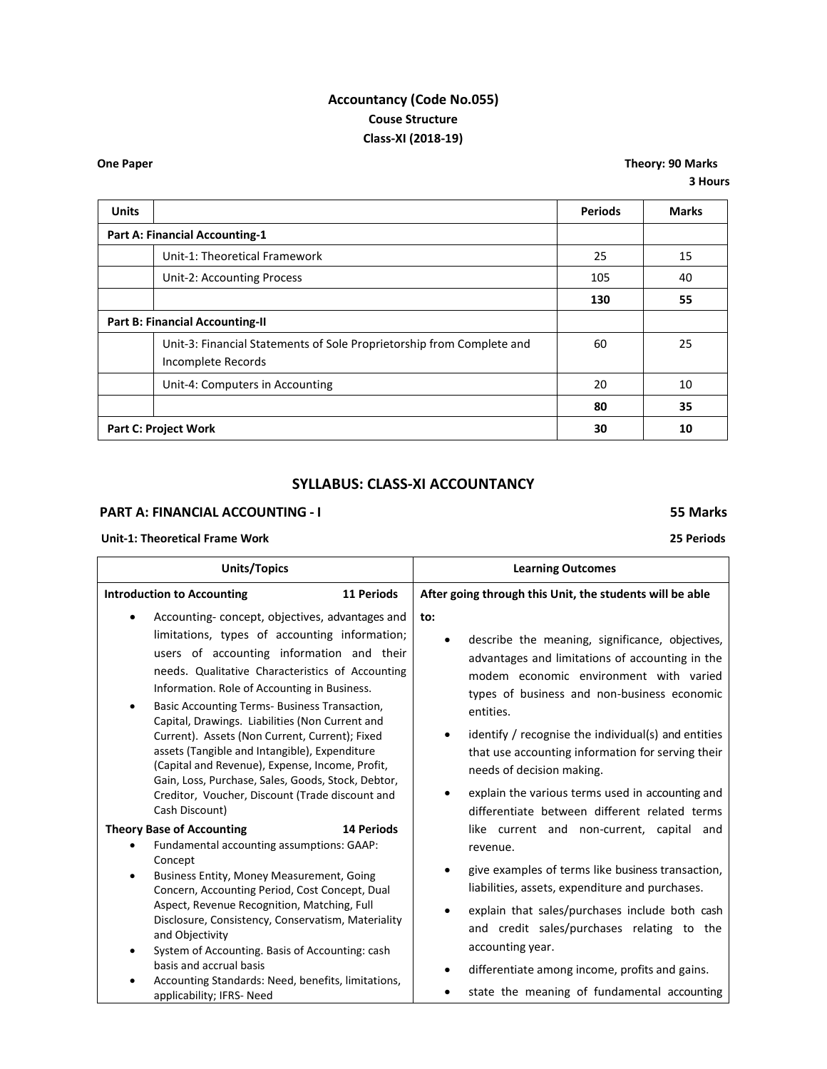# Accountancy (Code No.055)

## Couse Structure

## Class-XI (2018-19)

**One Paper** **Theory: 90 Marks**

**3 Hours**

| Units | | Periods | Marks |
|---|---|---|---|
| **Part A: Financial Accounting-1** | | | |
| | Unit-1: Theoretical Framework | 25 | 15 |
| | Unit-2: Accounting Process | 105 | 40 |
| | | **130** | **55** |
| **Part B: Financial Accounting-II** | | | |
| | Unit-3: Financial Statements of Sole Proprietorship from Complete and Incomplete Records | 60 | 25 |
| | Unit-4: Computers in Accounting | 20 | 10 |
| | | **80** | **35** |
| **Part C: Project Work** | | **30** | **10** |

## SYLLABUS: CLASS-XI ACCOUNTANCY

### PART A: FINANCIAL ACCOUNTING - I — 55 Marks

**Unit-1: Theoretical Frame Work** — **25 Periods**

| Units/Topics | Learning Outcomes |
|---|---|
| **Introduction to Accounting** — **11 Periods**<br>• Accounting- concept, objectives, advantages and limitations, types of accounting information; users of accounting information and their needs. Qualitative Characteristics of Accounting Information. Role of Accounting in Business.<br>• Basic Accounting Terms- Business Transaction, Capital, Drawings. Liabilities (Non Current and Current). Assets (Non Current, Current); Fixed assets (Tangible and Intangible), Expenditure (Capital and Revenue), Expense, Income, Profit, Gain, Loss, Purchase, Sales, Goods, Stock, Debtor, Creditor, Voucher, Discount (Trade discount and Cash Discount)<br>**Theory Base of Accounting** — **14 Periods**<br>• Fundamental accounting assumptions: GAAP: Concept<br>• Business Entity, Money Measurement, Going Concern, Accounting Period, Cost Concept, Dual Aspect, Revenue Recognition, Matching, Full Disclosure, Consistency, Conservatism, Materiality and Objectivity<br>• System of Accounting. Basis of Accounting: cash basis and accrual basis<br>• Accounting Standards: Need, benefits, limitations, applicability; IFRS- Need | **After going through this Unit, the students will be able to:**<br>• describe the meaning, significance, objectives, advantages and limitations of accounting in the modem economic environment with varied types of business and non-business economic entities.<br>• identify / recognise the individual(s) and entities that use accounting information for serving their needs of decision making.<br>• explain the various terms used in accounting and differentiate between different related terms like current and non-current, capital and revenue.<br>• give examples of terms like business transaction, liabilities, assets, expenditure and purchases.<br>• explain that sales/purchases include both cash and credit sales/purchases relating to the accounting year.<br>• differentiate among income, profits and gains.<br>• state the meaning of fundamental accounting |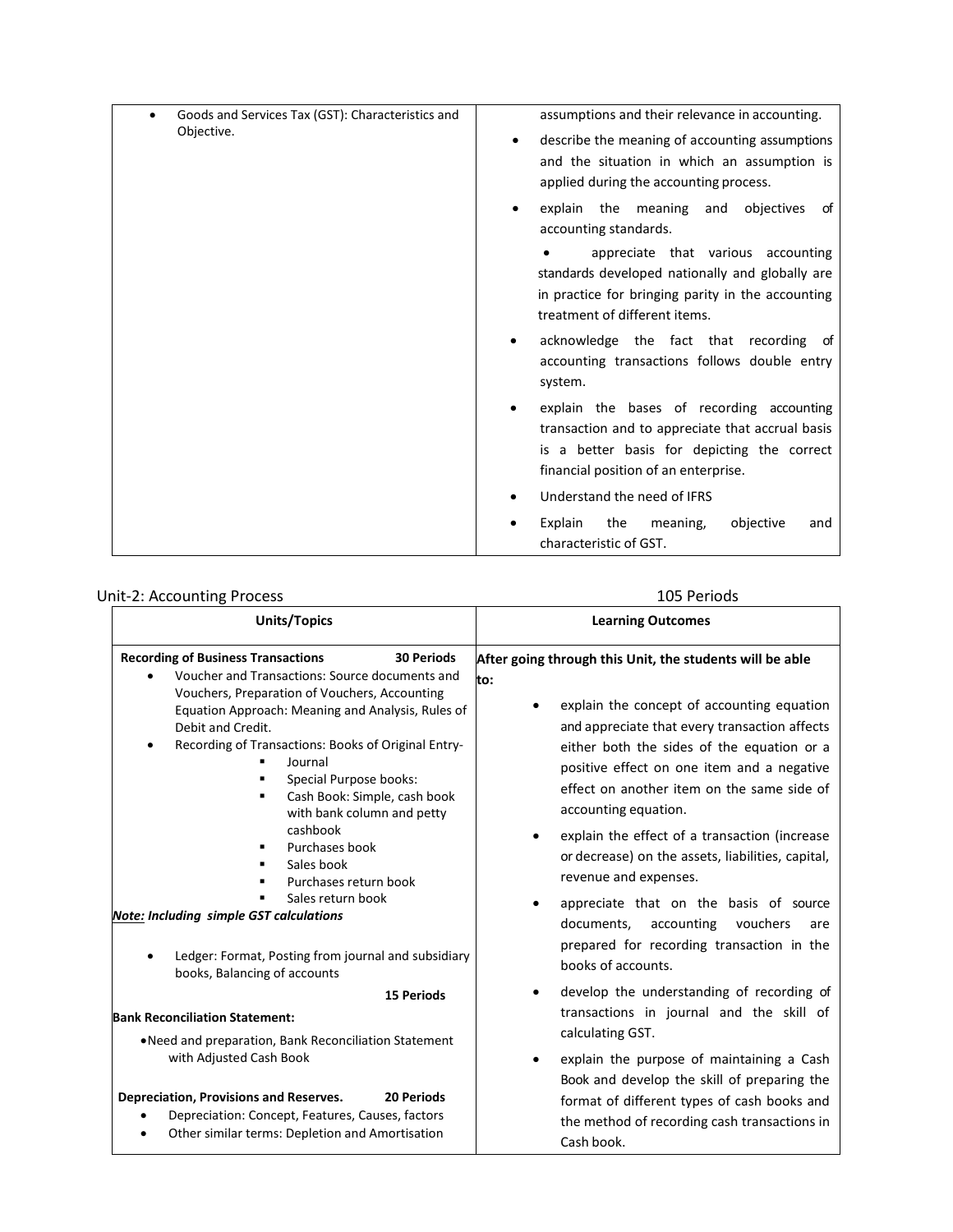| | |
|---|---|
| • Goods and Services Tax (GST): Characteristics and Objective. | assumptions and their relevance in accounting.<br>• describe the meaning of accounting assumptions and the situation in which an assumption is applied during the accounting process.<br>• explain the meaning and objectives of accounting standards.<br>• appreciate that various accounting standards developed nationally and globally are in practice for bringing parity in the accounting treatment of different items.<br>• acknowledge the fact that recording of accounting transactions follows double entry system.<br>• explain the bases of recording accounting transaction and to appreciate that accrual basis is a better basis for depicting the correct financial position of an enterprise.<br>• Understand the need of IFRS<br>• Explain the meaning, objective and characteristic of GST. |

## Unit-2: Accounting Process — 105 Periods

| Units/Topics | Learning Outcomes |
|---|---|
| **Recording of Business Transactions — 30 Periods**<br>• Voucher and Transactions: Source documents and Vouchers, Preparation of Vouchers, Accounting Equation Approach: Meaning and Analysis, Rules of Debit and Credit.<br>• Recording of Transactions: Books of Original Entry-<br>&nbsp;&nbsp;▪ Journal<br>&nbsp;&nbsp;▪ Special Purpose books:<br>&nbsp;&nbsp;▪ Cash Book: Simple, cash book with bank column and petty cashbook<br>&nbsp;&nbsp;▪ Purchases book<br>&nbsp;&nbsp;▪ Sales book<br>&nbsp;&nbsp;▪ Purchases return book<br>&nbsp;&nbsp;▪ Sales return book<br>***Note:* Including simple GST calculations**<br>• Ledger: Format, Posting from journal and subsidiary books, Balancing of accounts<br>**15 Periods**<br>**Bank Reconciliation Statement:**<br>• Need and preparation, Bank Reconciliation Statement with Adjusted Cash Book<br>**Depreciation, Provisions and Reserves. — 20 Periods**<br>• Depreciation: Concept, Features, Causes, factors<br>• Other similar terms: Depletion and Amortisation | **After going through this Unit, the students will be able to:**<br>• explain the concept of accounting equation and appreciate that every transaction affects either both the sides of the equation or a positive effect on one item and a negative effect on another item on the same side of accounting equation.<br>• explain the effect of a transaction (increase or decrease) on the assets, liabilities, capital, revenue and expenses.<br>• appreciate that on the basis of source documents, accounting vouchers are prepared for recording transaction in the books of accounts.<br>• develop the understanding of recording of transactions in journal and the skill of calculating GST.<br>• explain the purpose of maintaining a Cash Book and develop the skill of preparing the format of different types of cash books and the method of recording cash transactions in Cash book. |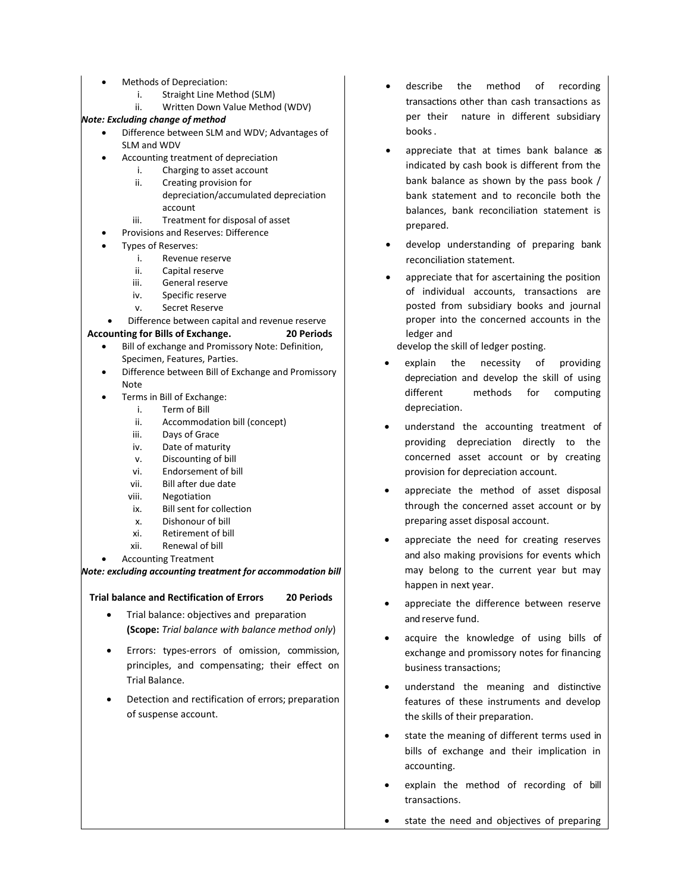- Methods of Depreciation:
  1. Straight Line Method (SLM)
  2. Written Down Value Method (WDV)

***Note: Excluding change of method***

- Difference between SLM and WDV; Advantages of SLM and WDV
- Accounting treatment of depreciation
  1. Charging to asset account
  2. Creating provision for depreciation/accumulated depreciation account
  3. Treatment for disposal of asset
- Provisions and Reserves: Difference
- Types of Reserves:
  1. Revenue reserve
  2. Capital reserve
  3. General reserve
  4. Specific reserve
  5. Secret Reserve
- Difference between capital and revenue reserve

**Accounting for Bills of Exchange. 20 Periods**

- Bill of exchange and Promissory Note: Definition, Specimen, Features, Parties.
- Difference between Bill of Exchange and Promissory Note
- Terms in Bill of Exchange:
  1. Term of Bill
  2. Accommodation bill (concept)
  3. Days of Grace
  4. Date of maturity
  5. Discounting of bill
  6. Endorsement of bill
  7. Bill after due date
  8. Negotiation
  9. Bill sent for collection
  10. Dishonour of bill
  11. Retirement of bill
  12. Renewal of bill
- Accounting Treatment

***Note: excluding accounting treatment for accommodation bill***

**Trial balance and Rectification of Errors 20 Periods**

- Trial balance: objectives and preparation **(Scope:** *Trial balance with balance method only*)
- Errors: types-errors of omission, commission, principles, and compensating; their effect on Trial Balance.
- Detection and rectification of errors; preparation of suspense account.

---

- describe the method of recording transactions other than cash transactions as per their nature in different subsidiary books.
- appreciate that at times bank balance as indicated by cash book is different from the bank balance as shown by the pass book / bank statement and to reconcile both the balances, bank reconciliation statement is prepared.
- develop understanding of preparing bank reconciliation statement.
- appreciate that for ascertaining the position of individual accounts, transactions are posted from subsidiary books and journal proper into the concerned accounts in the ledger and develop the skill of ledger posting.
- explain the necessity of providing depreciation and develop the skill of using different methods for computing depreciation.
- understand the accounting treatment of providing depreciation directly to the concerned asset account or by creating provision for depreciation account.
- appreciate the method of asset disposal through the concerned asset account or by preparing asset disposal account.
- appreciate the need for creating reserves and also making provisions for events which may belong to the current year but may happen in next year.
- appreciate the difference between reserve and reserve fund.
- acquire the knowledge of using bills of exchange and promissory notes for financing business transactions;
- understand the meaning and distinctive features of these instruments and develop the skills of their preparation.
- state the meaning of different terms used in bills of exchange and their implication in accounting.
- explain the method of recording of bill transactions.
- state the need and objectives of preparing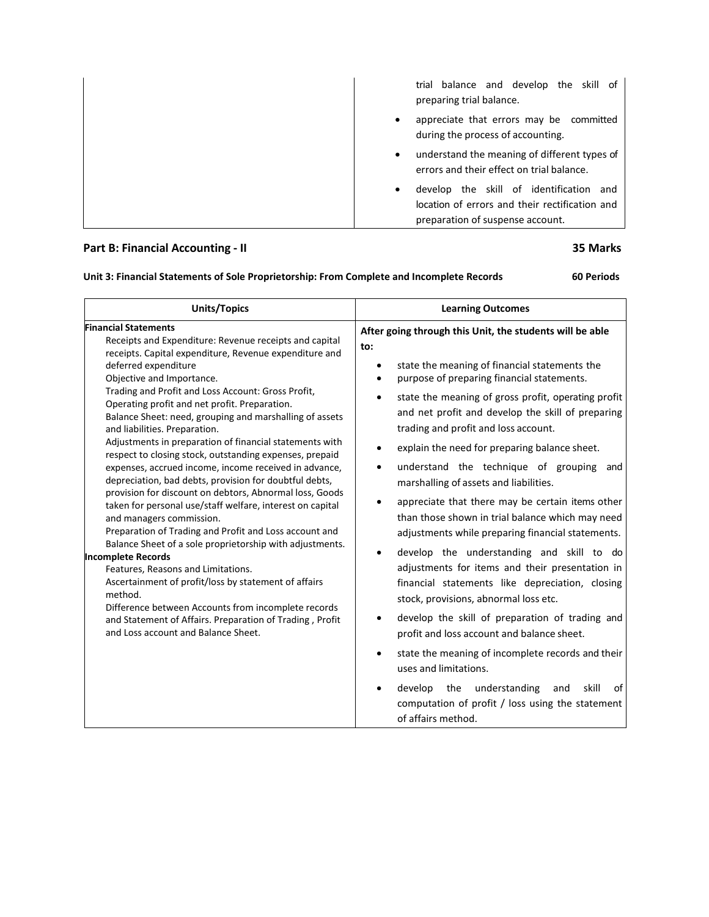|  |  |
|---|---|
|  | trial balance and develop the skill of preparing trial balance.<br>• appreciate that errors may be committed during the process of accounting.<br>• understand the meaning of different types of errors and their effect on trial balance.<br>• develop the skill of identification and location of errors and their rectification and preparation of suspense account. |

## Part B: Financial Accounting - II — 35 Marks

**Unit 3: Financial Statements of Sole Proprietorship: From Complete and Incomplete Records — 60 Periods**

| Units/Topics | Learning Outcomes |
|---|---|
| **Financial Statements**<br>Receipts and Expenditure: Revenue receipts and capital receipts. Capital expenditure, Revenue expenditure and deferred expenditure<br>Objective and Importance.<br>Trading and Profit and Loss Account: Gross Profit, Operating profit and net profit. Preparation.<br>Balance Sheet: need, grouping and marshalling of assets and liabilities. Preparation.<br>Adjustments in preparation of financial statements with respect to closing stock, outstanding expenses, prepaid expenses, accrued income, income received in advance, depreciation, bad debts, provision for doubtful debts, provision for discount on debtors, Abnormal loss, Goods taken for personal use/staff welfare, interest on capital and managers commission.<br>Preparation of Trading and Profit and Loss account and Balance Sheet of a sole proprietorship with adjustments.<br>**Incomplete Records**<br>Features, Reasons and Limitations.<br>Ascertainment of profit/loss by statement of affairs method.<br>Difference between Accounts from incomplete records and Statement of Affairs. Preparation of Trading , Profit and Loss account and Balance Sheet. | **After going through this Unit, the students will be able to:**<br>• state the meaning of financial statements the<br>• purpose of preparing financial statements.<br>• state the meaning of gross profit, operating profit and net profit and develop the skill of preparing trading and profit and loss account.<br>• explain the need for preparing balance sheet.<br>• understand the technique of grouping and marshalling of assets and liabilities.<br>• appreciate that there may be certain items other than those shown in trial balance which may need adjustments while preparing financial statements.<br>• develop the understanding and skill to do adjustments for items and their presentation in financial statements like depreciation, closing stock, provisions, abnormal loss etc.<br>• develop the skill of preparation of trading and profit and loss account and balance sheet.<br>• state the meaning of incomplete records and their uses and limitations.<br>• develop the understanding and skill of computation of profit / loss using the statement of affairs method. |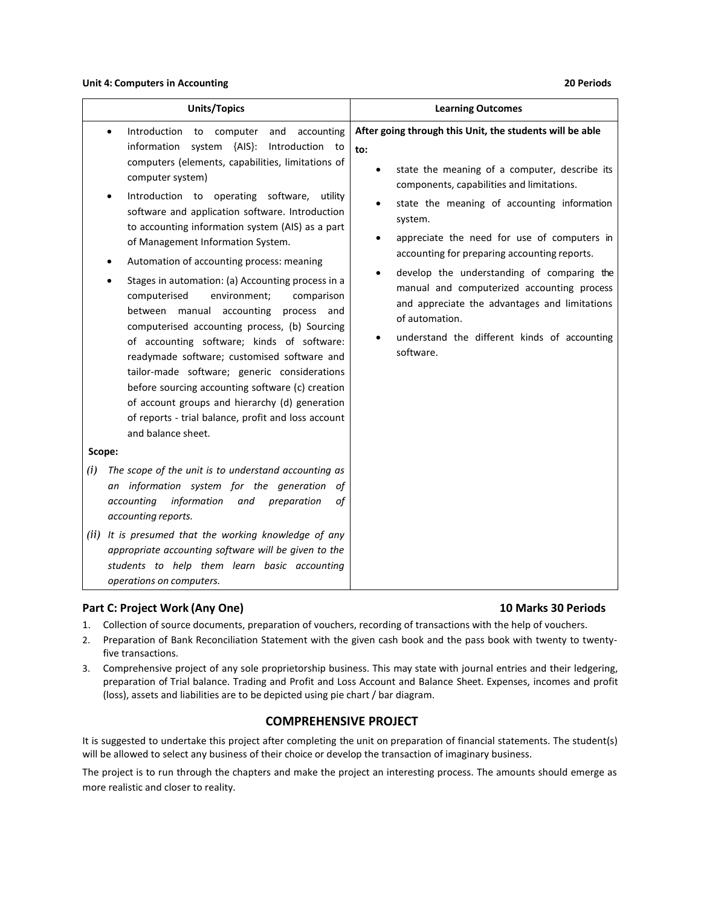**Unit 4: Computers in Accounting** **20 Periods**

| Units/Topics | Learning Outcomes |
|---|---|
| • Introduction to computer and accounting information system {AIS}: Introduction to computers (elements, capabilities, limitations of computer system)<br>• Introduction to operating software, utility software and application software. Introduction to accounting information system (AIS) as a part of Management Information System.<br>• Automation of accounting process: meaning<br>• Stages in automation: (a) Accounting process in a computerised environment; comparison between manual accounting process and computerised accounting process, (b) Sourcing of accounting software; kinds of software: readymade software; customised software and tailor-made software; generic considerations before sourcing accounting software (c) creation of account groups and hierarchy (d) generation of reports - trial balance, profit and loss account and balance sheet.<br>**Scope:**<br>*(i) The scope of the unit is to understand accounting as an information system for the generation of accounting information and preparation of accounting reports.*<br>*(ii) It is presumed that the working knowledge of any appropriate accounting software will be given to the students to help them learn basic accounting operations on computers.* | **After going through this Unit, the students will be able to:**<br>• state the meaning of a computer, describe its components, capabilities and limitations.<br>• state the meaning of accounting information system.<br>• appreciate the need for use of computers in accounting for preparing accounting reports.<br>• develop the understanding of comparing the manual and computerized accounting process and appreciate the advantages and limitations of automation.<br>• understand the different kinds of accounting software. |

## Part C: Project Work (Any One) 10 Marks 30 Periods

1. Collection of source documents, preparation of vouchers, recording of transactions with the help of vouchers.
2. Preparation of Bank Reconciliation Statement with the given cash book and the pass book with twenty to twenty-five transactions.
3. Comprehensive project of any sole proprietorship business. This may state with journal entries and their ledgering, preparation of Trial balance. Trading and Profit and Loss Account and Balance Sheet. Expenses, incomes and profit (loss), assets and liabilities are to be depicted using pie chart / bar diagram.

## COMPREHENSIVE PROJECT

It is suggested to undertake this project after completing the unit on preparation of financial statements. The student(s) will be allowed to select any business of their choice or develop the transaction of imaginary business.

The project is to run through the chapters and make the project an interesting process. The amounts should emerge as more realistic and closer to reality.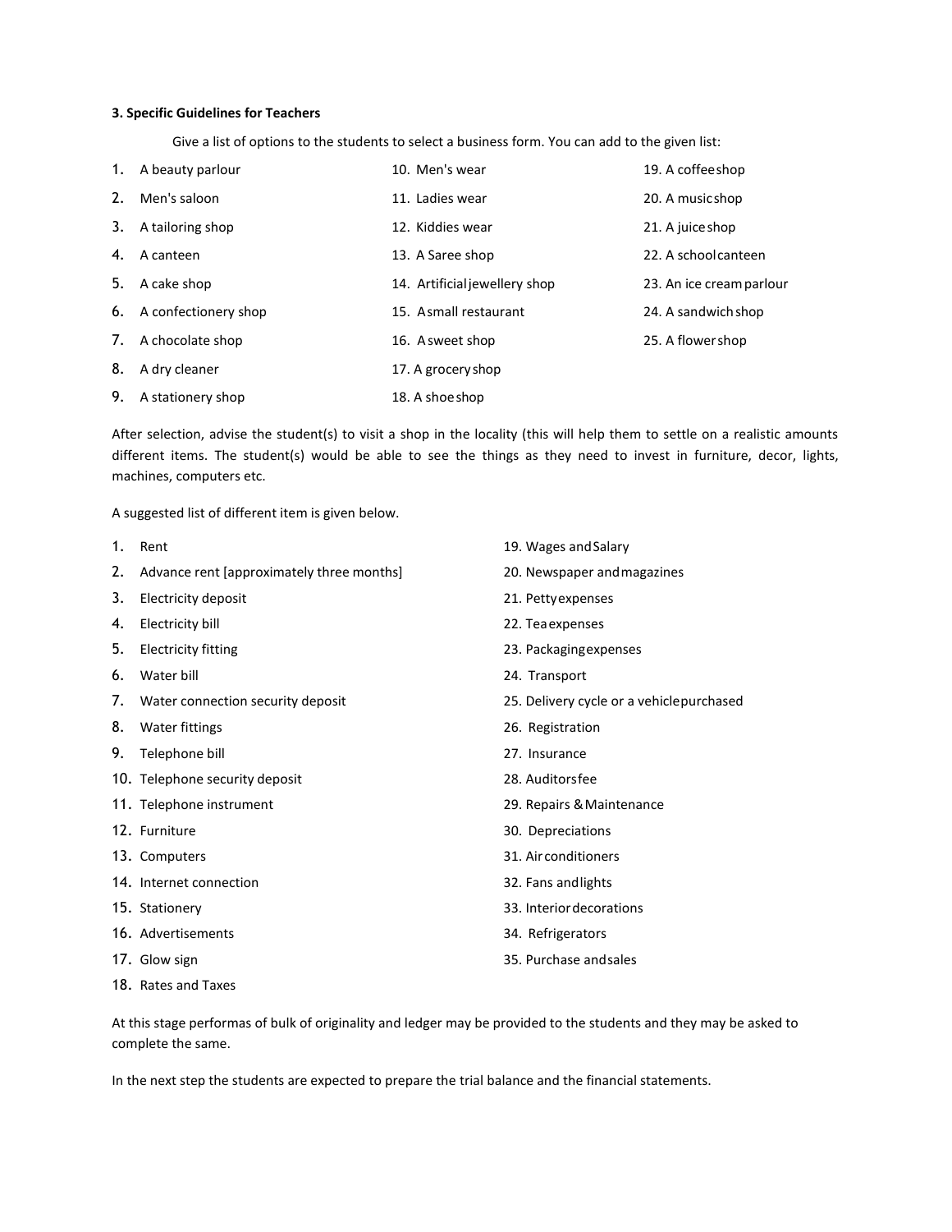**3. Specific Guidelines for Teachers**

Give a list of options to the students to select a business form. You can add to the given list:

1. A beauty parlour
2. Men's saloon
3. A tailoring shop
4. A canteen
5. A cake shop
6. A confectionery shop
7. A chocolate shop
8. A dry cleaner
9. A stationery shop
10. Men's wear
11. Ladies wear
12. Kiddies wear
13. A Saree shop
14. Artificial jewellery shop
15. A small restaurant
16. A sweet shop
17. A grocery shop
18. A shoe shop
19. A coffee shop
20. A music shop
21. A juice shop
22. A school canteen
23. An ice cream parlour
24. A sandwich shop
25. A flower shop

After selection, advise the student(s) to visit a shop in the locality (this will help them to settle on a realistic amounts different items. The student(s) would be able to see the things as they need to invest in furniture, decor, lights, machines, computers etc.

A suggested list of different item is given below.

1. Rent
2. Advance rent [approximately three months]
3. Electricity deposit
4. Electricity bill
5. Electricity fitting
6. Water bill
7. Water connection security deposit
8. Water fittings
9. Telephone bill
10. Telephone security deposit
11. Telephone instrument
12. Furniture
13. Computers
14. Internet connection
15. Stationery
16. Advertisements
17. Glow sign
18. Rates and Taxes
19. Wages and Salary
20. Newspaper and magazines
21. Petty expenses
22. Tea expenses
23. Packaging expenses
24. Transport
25. Delivery cycle or a vehicle purchased
26. Registration
27. Insurance
28. Auditors fee
29. Repairs & Maintenance
30. Depreciations
31. Air conditioners
32. Fans and lights
33. Interior decorations
34. Refrigerators
35. Purchase and sales

At this stage performas of bulk of originality and ledger may be provided to the students and they may be asked to complete the same.

In the next step the students are expected to prepare the trial balance and the financial statements.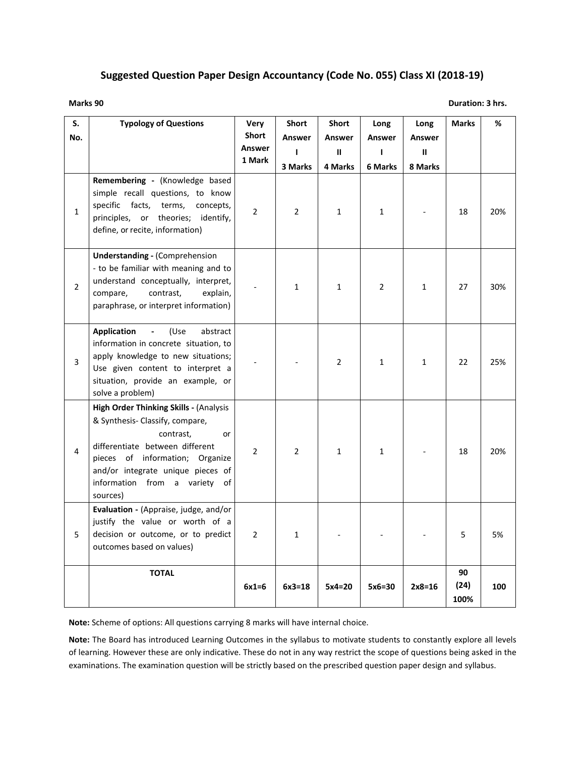## Suggested Question Paper Design Accountancy (Code No. 055) Class XI (2018-19)

**Marks 90** **Duration: 3 hrs.**

| S. No. | Typology of Questions | Very Short Answer 1 Mark | Short Answer I 3 Marks | Short Answer II 4 Marks | Long Answer I 6 Marks | Long Answer II 8 Marks | Marks | % |
|---|---|---|---|---|---|---|---|---|
| 1 | **Remembering -** (Knowledge based simple recall questions, to know specific facts, terms, concepts, principles, or theories; identify, define, or recite, information) | 2 | 2 | 1 | 1 | - | 18 | 20% |
| 2 | **Understanding -** (Comprehension - to be familiar with meaning and to understand conceptually, interpret, compare, contrast, explain, paraphrase, or interpret information) | - | 1 | 1 | 2 | 1 | 27 | 30% |
| 3 | **Application -** (Use abstract information in concrete situation, to apply knowledge to new situations; Use given content to interpret a situation, provide an example, or solve a problem) | - | - | 2 | 1 | 1 | 22 | 25% |
| 4 | **High Order Thinking Skills -** (Analysis & Synthesis- Classify, compare, contrast, or differentiate between different pieces of information; Organize and/or integrate unique pieces of information from a variety of sources) | 2 | 2 | 1 | 1 | - | 18 | 20% |
| 5 | **Evaluation -** (Appraise, judge, and/or justify the value or worth of a decision or outcome, or to predict outcomes based on values) | 2 | 1 | - | - | - | 5 | 5% |
| | **TOTAL** | 6x1=6 | 6x3=18 | 5x4=20 | 5x6=30 | 2x8=16 | 90 (24) 100% | 100 |

**Note:** Scheme of options: All questions carrying 8 marks will have internal choice.

**Note:** The Board has introduced Learning Outcomes in the syllabus to motivate students to constantly explore all levels of learning. However these are only indicative. These do not in any way restrict the scope of questions being asked in the examinations. The examination question will be strictly based on the prescribed question paper design and syllabus.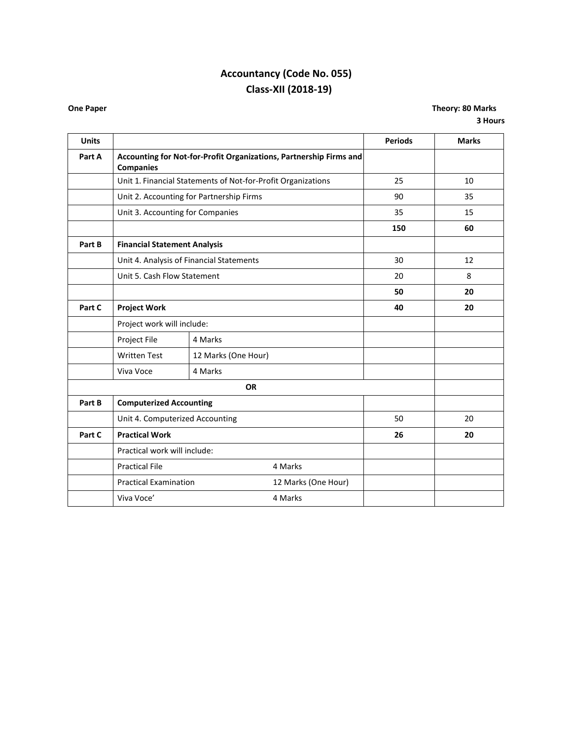# Accountancy (Code No. 055)
# Class-XII (2018-19)

**One Paper** | **Theory: 80 Marks**
**3 Hours**

| Units | | | Periods | Marks |
|---|---|---|---|---|
| **Part A** | **Accounting for Not-for-Profit Organizations, Partnership Firms and Companies** | | | |
| | Unit 1. Financial Statements of Not-for-Profit Organizations | | 25 | 10 |
| | Unit 2. Accounting for Partnership Firms | | 90 | 35 |
| | Unit 3. Accounting for Companies | | 35 | 15 |
| | | | **150** | **60** |
| **Part B** | **Financial Statement Analysis** | | | |
| | Unit 4. Analysis of Financial Statements | | 30 | 12 |
| | Unit 5. Cash Flow Statement | | 20 | 8 |
| | | | **50** | **20** |
| **Part C** | **Project Work** | | **40** | **20** |
| | Project work will include: | | | |
| | Project File | 4 Marks | | |
| | Written Test | 12 Marks (One Hour) | | |
| | Viva Voce | 4 Marks | | |
| | | **OR** | | |
| **Part B** | **Computerized Accounting** | | | |
| | Unit 4. Computerized Accounting | | 50 | 20 |
| **Part C** | **Practical Work** | | **26** | **20** |
| | Practical work will include: | | | |
| | Practical File | 4 Marks | | |
| | Practical Examination | 12 Marks (One Hour) | | |
| | Viva Voce' | 4 Marks | | |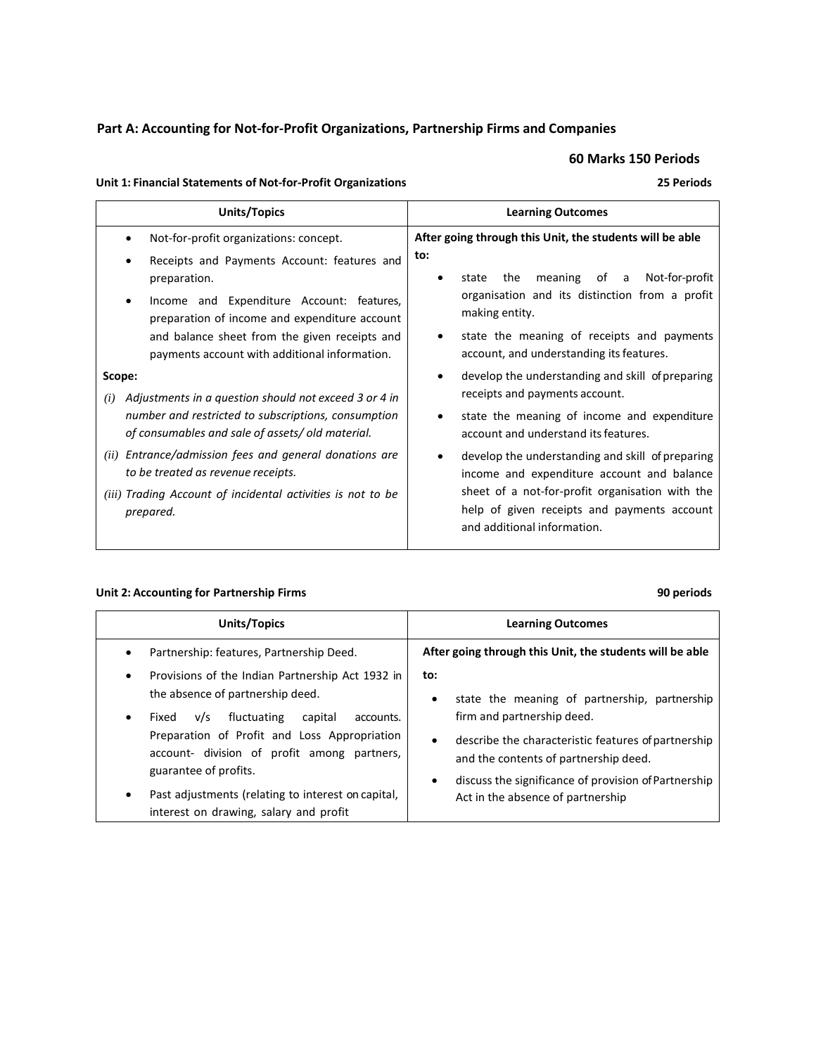## Part A: Accounting for Not-for-Profit Organizations, Partnership Firms and Companies

**60 Marks 150 Periods**

**Unit 1: Financial Statements of Not-for-Profit Organizations** **25 Periods**

| Units/Topics | Learning Outcomes |
|---|---|
| • Not-for-profit organizations: concept.<br>• Receipts and Payments Account: features and preparation.<br>• Income and Expenditure Account: features, preparation of income and expenditure account and balance sheet from the given receipts and payments account with additional information.<br><br>**Scope:**<br>*(i) Adjustments in a question should not exceed 3 or 4 in number and restricted to subscriptions, consumption of consumables and sale of assets/ old material.*<br>*(ii) Entrance/admission fees and general donations are to be treated as revenue receipts.*<br>*(iii) Trading Account of incidental activities is not to be prepared.* | **After going through this Unit, the students will be able to:**<br>• state the meaning of a Not-for-profit organisation and its distinction from a profit making entity.<br>• state the meaning of receipts and payments account, and understanding its features.<br>• develop the understanding and skill of preparing receipts and payments account.<br>• state the meaning of income and expenditure account and understand its features.<br>• develop the understanding and skill of preparing income and expenditure account and balance sheet of a not-for-profit organisation with the help of given receipts and payments account and additional information. |

**Unit 2: Accounting for Partnership Firms** **90 periods**

| Units/Topics | Learning Outcomes |
|---|---|
| • Partnership: features, Partnership Deed.<br>• Provisions of the Indian Partnership Act 1932 in the absence of partnership deed.<br>• Fixed v/s fluctuating capital accounts. Preparation of Profit and Loss Appropriation account- division of profit among partners, guarantee of profits.<br>• Past adjustments (relating to interest on capital, interest on drawing, salary and profit | **After going through this Unit, the students will be able to:**<br>• state the meaning of partnership, partnership firm and partnership deed.<br>• describe the characteristic features of partnership and the contents of partnership deed.<br>• discuss the significance of provision of Partnership Act in the absence of partnership |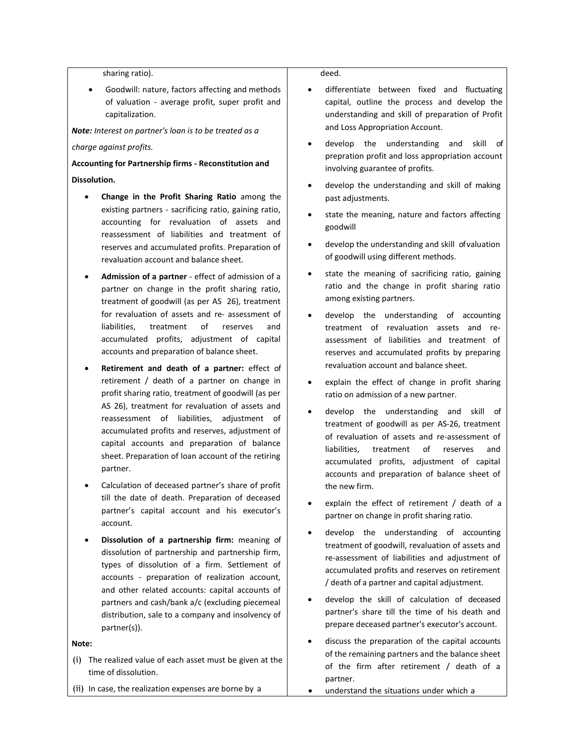| | |
|---|---|
| sharing ratio).<br><br>• Goodwill: nature, factors affecting and methods of valuation - average profit, super profit and capitalization.<br><br>***Note:*** *Interest on partner's loan is to be treated as a charge against profits.*<br><br>**Accounting for Partnership firms - Reconstitution and Dissolution.**<br><br>• **Change in the Profit Sharing Ratio** among the existing partners - sacrificing ratio, gaining ratio, accounting for revaluation of assets and reassessment of liabilities and treatment of reserves and accumulated profits. Preparation of revaluation account and balance sheet.<br><br>• **Admission of a partner** - effect of admission of a partner on change in the profit sharing ratio, treatment of goodwill (as per AS 26), treatment for revaluation of assets and re- assessment of liabilities, treatment of reserves and accumulated profits, adjustment of capital accounts and preparation of balance sheet.<br><br>• **Retirement and death of a partner:** effect of retirement / death of a partner on change in profit sharing ratio, treatment of goodwill (as per AS 26), treatment for revaluation of assets and reassessment of liabilities, adjustment of accumulated profits and reserves, adjustment of capital accounts and preparation of balance sheet. Preparation of loan account of the retiring partner.<br><br>• Calculation of deceased partner's share of profit till the date of death. Preparation of deceased partner's capital account and his executor's account.<br><br>• **Dissolution of a partnership firm:** meaning of dissolution of partnership and partnership firm, types of dissolution of a firm. Settlement of accounts - preparation of realization account, and other related accounts: capital accounts of partners and cash/bank a/c (excluding piecemeal distribution, sale to a company and insolvency of partner(s)).<br><br>**Note:**<br><br>(i) The realized value of each asset must be given at the time of dissolution.<br><br>(ii) In case, the realization expenses are borne by a | deed.<br><br>• differentiate between fixed and fluctuating capital, outline the process and develop the understanding and skill of preparation of Profit and Loss Appropriation Account.<br><br>• develop the understanding and skill of prepration profit and loss appropriation account involving guarantee of profits.<br><br>• develop the understanding and skill of making past adjustments.<br><br>• state the meaning, nature and factors affecting goodwill<br><br>• develop the understanding and skill of valuation of goodwill using different methods.<br><br>• state the meaning of sacrificing ratio, gaining ratio and the change in profit sharing ratio among existing partners.<br><br>• develop the understanding of accounting treatment of revaluation assets and re-assessment of liabilities and treatment of reserves and accumulated profits by preparing revaluation account and balance sheet.<br><br>• explain the effect of change in profit sharing ratio on admission of a new partner.<br><br>• develop the understanding and skill of treatment of goodwill as per AS-26, treatment of revaluation of assets and re-assessment of liabilities, treatment of reserves and accumulated profits, adjustment of capital accounts and preparation of balance sheet of the new firm.<br><br>• explain the effect of retirement / death of a partner on change in profit sharing ratio.<br><br>• develop the understanding of accounting treatment of goodwill, revaluation of assets and re-assessment of liabilities and adjustment of accumulated profits and reserves on retirement / death of a partner and capital adjustment.<br><br>• develop the skill of calculation of deceased partner's share till the time of his death and prepare deceased partner's executor's account.<br><br>• discuss the preparation of the capital accounts of the remaining partners and the balance sheet of the firm after retirement / death of a partner.<br><br>• understand the situations under which a |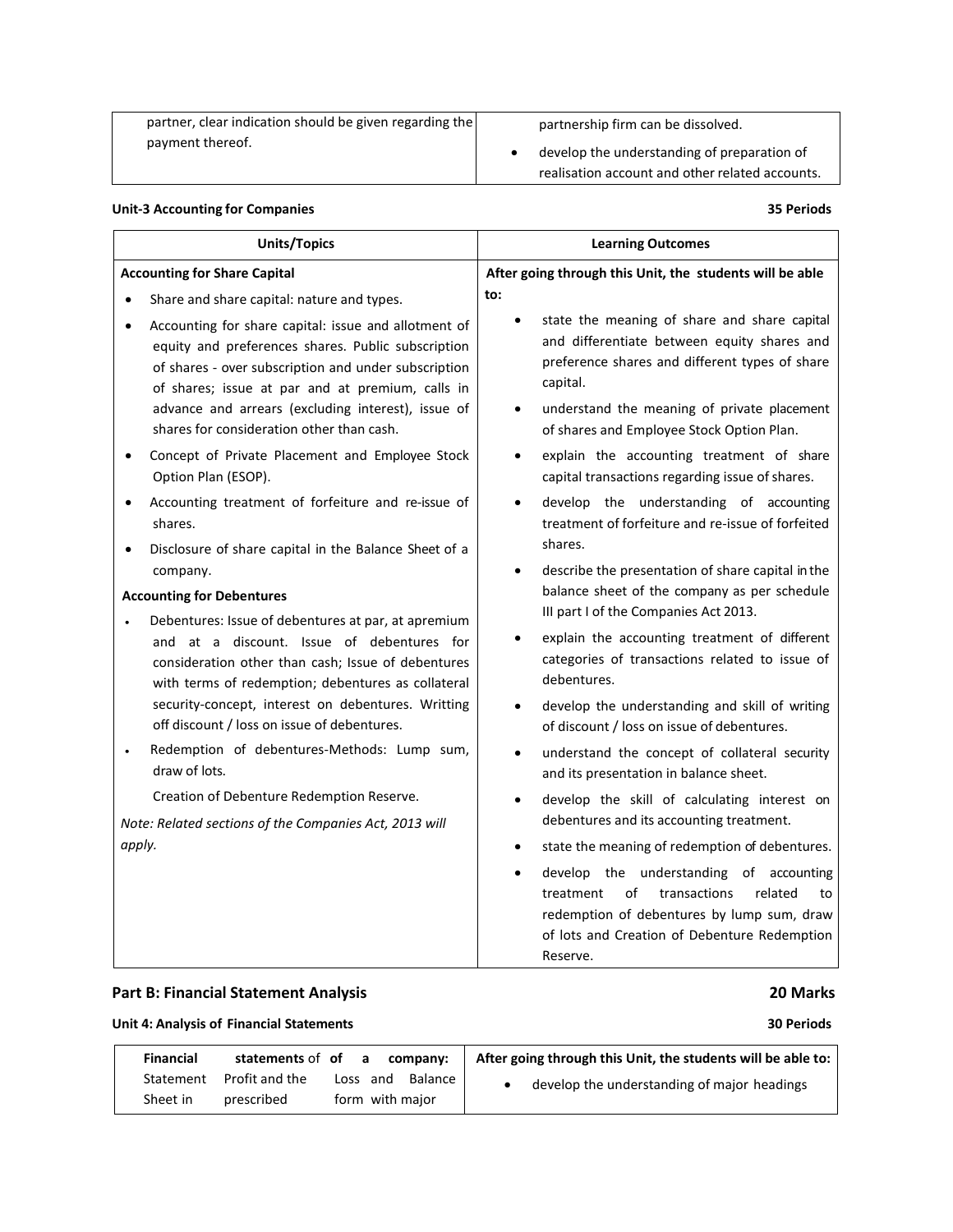| | |
|---|---|
| partner, clear indication should be given regarding the payment thereof. | partnership firm can be dissolved.<br>• develop the understanding of preparation of realisation account and other related accounts. |

**Unit-3 Accounting for Companies** **35 Periods**

| Units/Topics | Learning Outcomes |
|---|---|
| **Accounting for Share Capital**<br>• Share and share capital: nature and types.<br>• Accounting for share capital: issue and allotment of equity and preferences shares. Public subscription of shares - over subscription and under subscription of shares; issue at par and at premium, calls in advance and arrears (excluding interest), issue of shares for consideration other than cash.<br>• Concept of Private Placement and Employee Stock Option Plan (ESOP).<br>• Accounting treatment of forfeiture and re-issue of shares.<br>• Disclosure of share capital in the Balance Sheet of a company.<br>**Accounting for Debentures**<br>• Debentures: Issue of debentures at par, at apremium and at a discount. Issue of debentures for consideration other than cash; Issue of debentures with terms of redemption; debentures as collateral security-concept, interest on debentures. Writting off discount / loss on issue of debentures.<br>• Redemption of debentures-Methods: Lump sum, draw of lots.<br>Creation of Debenture Redemption Reserve.<br>*Note: Related sections of the Companies Act, 2013 will apply.* | **After going through this Unit, the students will be able to:**<br>• state the meaning of share and share capital and differentiate between equity shares and preference shares and different types of share capital.<br>• understand the meaning of private placement of shares and Employee Stock Option Plan.<br>• explain the accounting treatment of share capital transactions regarding issue of shares.<br>• develop the understanding of accounting treatment of forfeiture and re-issue of forfeited shares.<br>• describe the presentation of share capital in the balance sheet of the company as per schedule III part I of the Companies Act 2013.<br>• explain the accounting treatment of different categories of transactions related to issue of debentures.<br>• develop the understanding and skill of writing of discount / loss on issue of debentures.<br>• understand the concept of collateral security and its presentation in balance sheet.<br>• develop the skill of calculating interest on debentures and its accounting treatment.<br>• state the meaning of redemption of debentures.<br>• develop the understanding of accounting treatment of transactions related to redemption of debentures by lump sum, draw of lots and Creation of Debenture Redemption Reserve. |

## Part B: Financial Statement Analysis **20 Marks**

**Unit 4: Analysis of Financial Statements** **30 Periods**

| | |
|---|---|
| **Financial statements of of a company:** Statement Profit and the Loss and Balance Sheet in prescribed form with major | **After going through this Unit, the students will be able to:**<br>• develop the understanding of major headings |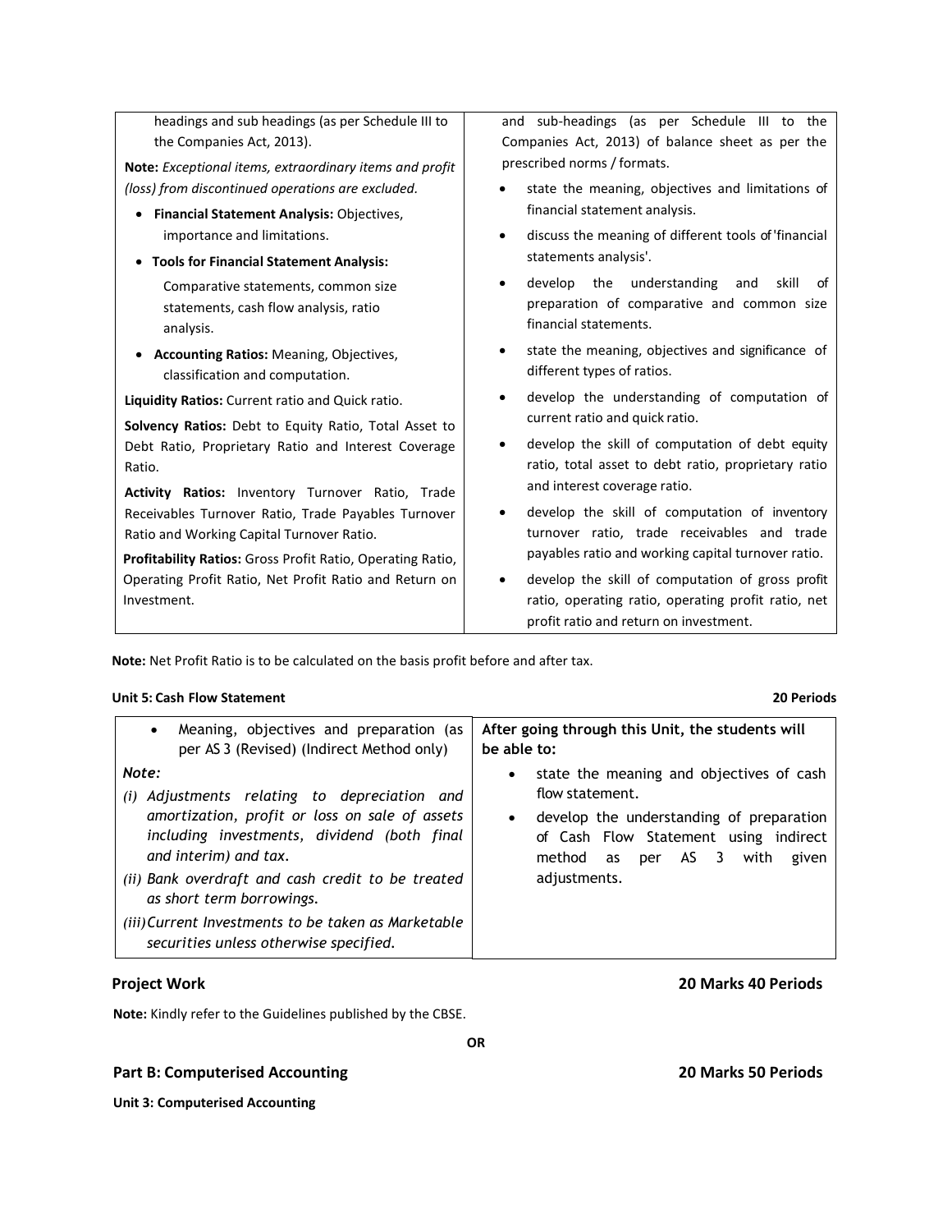| | |
|---|---|
| headings and sub headings (as per Schedule III to the Companies Act, 2013).<br><br>**Note:** *Exceptional items, extraordinary items and profit (loss) from discontinued operations are excluded.*<br><br>• **Financial Statement Analysis:** Objectives, importance and limitations.<br><br>• **Tools for Financial Statement Analysis:** Comparative statements, common size statements, cash flow analysis, ratio analysis.<br><br>• **Accounting Ratios:** Meaning, Objectives, classification and computation.<br><br>**Liquidity Ratios:** Current ratio and Quick ratio.<br><br>**Solvency Ratios:** Debt to Equity Ratio, Total Asset to Debt Ratio, Proprietary Ratio and Interest Coverage Ratio.<br><br>**Activity Ratios:** Inventory Turnover Ratio, Trade Receivables Turnover Ratio, Trade Payables Turnover Ratio and Working Capital Turnover Ratio.<br><br>**Profitability Ratios:** Gross Profit Ratio, Operating Ratio, Operating Profit Ratio, Net Profit Ratio and Return on Investment. | and sub-headings (as per Schedule III to the Companies Act, 2013) of balance sheet as per the prescribed norms / formats.<br><br>• state the meaning, objectives and limitations of financial statement analysis.<br><br>• discuss the meaning of different tools of 'financial statements analysis'.<br><br>• develop the understanding and skill of preparation of comparative and common size financial statements.<br><br>• state the meaning, objectives and significance of different types of ratios.<br><br>• develop the understanding of computation of current ratio and quick ratio.<br><br>• develop the skill of computation of debt equity ratio, total asset to debt ratio, proprietary ratio and interest coverage ratio.<br><br>• develop the skill of computation of inventory turnover ratio, trade receivables and trade payables ratio and working capital turnover ratio.<br><br>• develop the skill of computation of gross profit ratio, operating ratio, operating profit ratio, net profit ratio and return on investment. |

**Note:** Net Profit Ratio is to be calculated on the basis profit before and after tax.

**Unit 5: Cash Flow Statement** **20 Periods**

| | |
|---|---|
| • Meaning, objectives and preparation (as per AS 3 (Revised) (Indirect Method only)<br><br>*Note:*<br><br>*(i) Adjustments relating to depreciation and amortization, profit or loss on sale of assets including investments, dividend (both final and interim) and tax.*<br><br>*(ii) Bank overdraft and cash credit to be treated as short term borrowings.*<br><br>*(iii) Current Investments to be taken as Marketable securities unless otherwise specified.* | **After going through this Unit, the students will be able to:**<br><br>• state the meaning and objectives of cash flow statement.<br><br>• develop the understanding of preparation of Cash Flow Statement using indirect method as per AS 3 with given adjustments. |

**Project Work** **20 Marks 40 Periods**

**Note:** Kindly refer to the Guidelines published by the CBSE.

**OR**

**Part B: Computerised Accounting** **20 Marks 50 Periods**

**Unit 3: Computerised Accounting**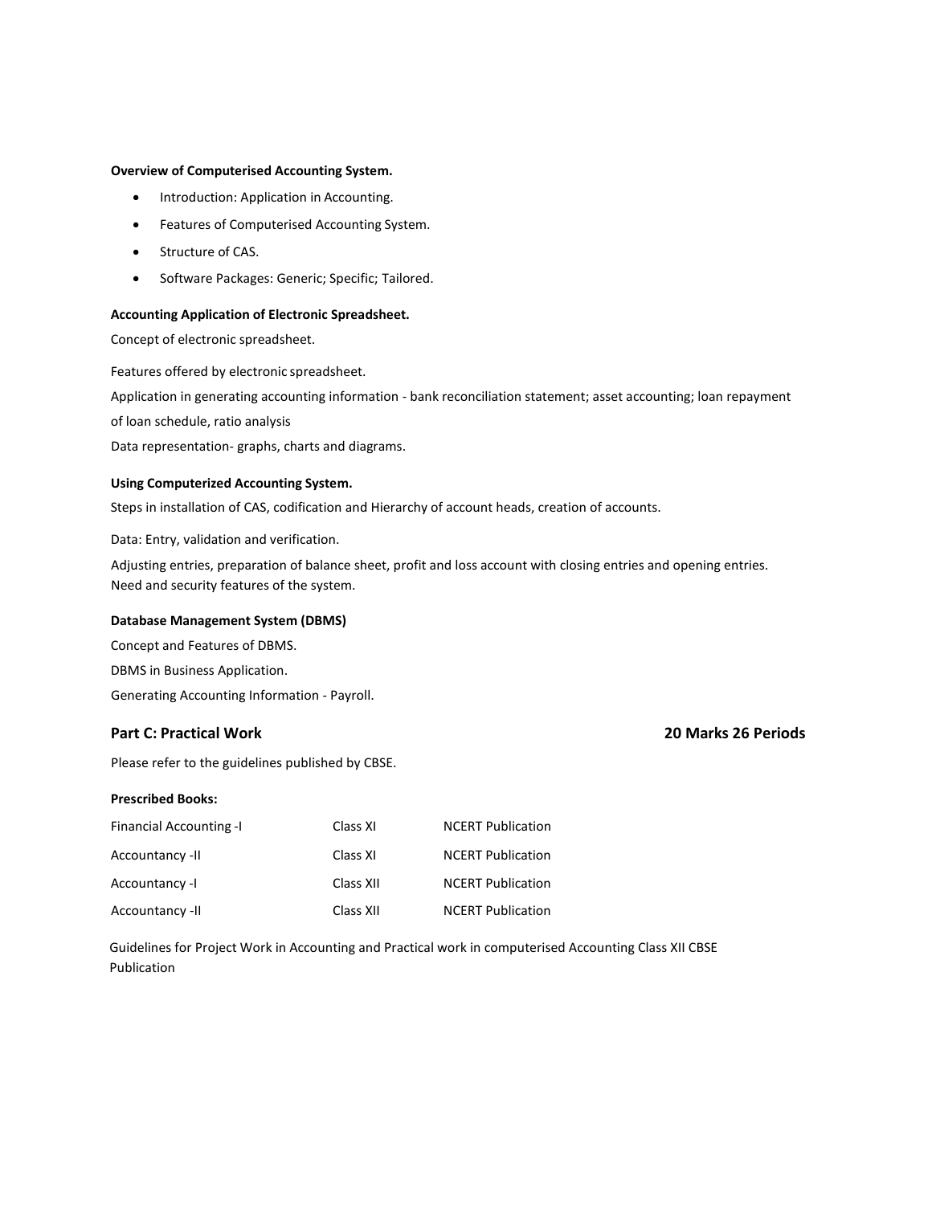**Overview of Computerised Accounting System.**

- Introduction: Application in Accounting.
- Features of Computerised Accounting System.
- Structure of CAS.
- Software Packages: Generic; Specific; Tailored.

**Accounting Application of Electronic Spreadsheet.**

Concept of electronic spreadsheet.

Features offered by electronic spreadsheet.

Application in generating accounting information - bank reconciliation statement; asset accounting; loan repayment of loan schedule, ratio analysis

Data representation- graphs, charts and diagrams.

**Using Computerized Accounting System.**

Steps in installation of CAS, codification and Hierarchy of account heads, creation of accounts.

Data: Entry, validation and verification.

Adjusting entries, preparation of balance sheet, profit and loss account with closing entries and opening entries.
Need and security features of the system.

**Database Management System (DBMS)**

Concept and Features of DBMS.

DBMS in Business Application.

Generating Accounting Information - Payroll.

## Part C: Practical Work 20 Marks 26 Periods

Please refer to the guidelines published by CBSE.

**Prescribed Books:**

| | | |
|---|---|---|
| Financial Accounting -I | Class XI | NCERT Publication |
| Accountancy -II | Class XI | NCERT Publication |
| Accountancy -I | Class XII | NCERT Publication |
| Accountancy -II | Class XII | NCERT Publication |

Guidelines for Project Work in Accounting and Practical work in computerised Accounting Class XII CBSE Publication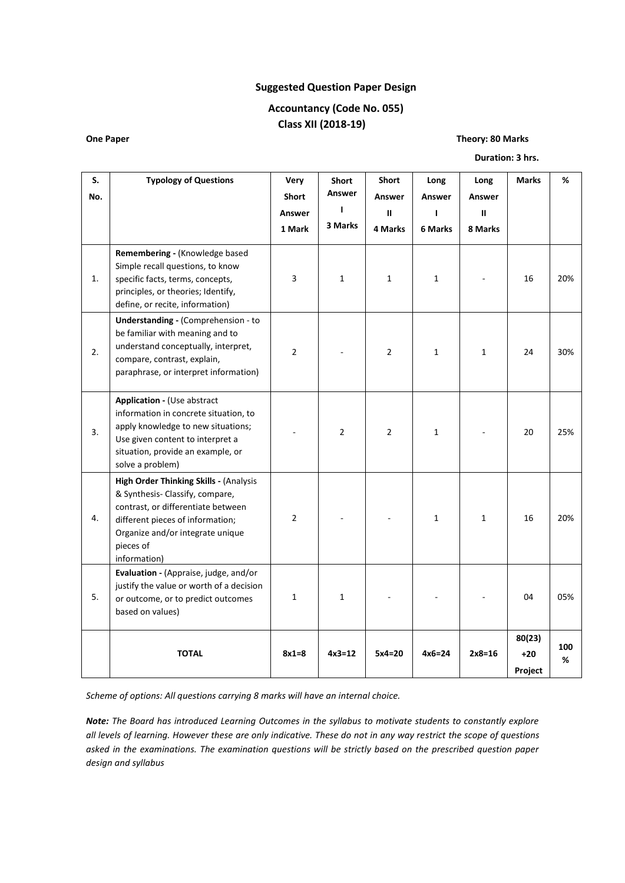**Suggested Question Paper Design**

**Accountancy (Code No. 055)**
**Class XII (2018-19)**

**One Paper** **Theory: 80 Marks**

**Duration: 3 hrs.**

| S. No. | Typology of Questions | Very Short Answer 1 Mark | Short Answer I 3 Marks | Short Answer II 4 Marks | Long Answer I 6 Marks | Long Answer II 8 Marks | Marks | % |
|---|---|---|---|---|---|---|---|---|
| 1. | **Remembering -** (Knowledge based Simple recall questions, to know specific facts, terms, concepts, principles, or theories; Identify, define, or recite, information) | 3 | 1 | 1 | 1 | - | 16 | 20% |
| 2. | **Understanding -** (Comprehension - to be familiar with meaning and to understand conceptually, interpret, compare, contrast, explain, paraphrase, or interpret information) | 2 | - | 2 | 1 | 1 | 24 | 30% |
| 3. | **Application -** (Use abstract information in concrete situation, to apply knowledge to new situations; Use given content to interpret a situation, provide an example, or solve a problem) | - | 2 | 2 | 1 | - | 20 | 25% |
| 4. | **High Order Thinking Skills -** (Analysis & Synthesis- Classify, compare, contrast, or differentiate between different pieces of information; Organize and/or integrate unique pieces of information) | 2 | - | - | 1 | 1 | 16 | 20% |
| 5. | **Evaluation -** (Appraise, judge, and/or justify the value or worth of a decision or outcome, or to predict outcomes based on values) | 1 | 1 | - | - | - | 04 | 05% |
| | **TOTAL** | **8x1=8** | **4x3=12** | **5x4=20** | **4x6=24** | **2x8=16** | **80(23) +20 Project** | **100 %** |

*Scheme of options: All questions carrying 8 marks will have an internal choice.*

***Note:*** *The Board has introduced Learning Outcomes in the syllabus to motivate students to constantly explore all levels of learning. However these are only indicative. These do not in any way restrict the scope of questions asked in the examinations. The examination questions will be strictly based on the prescribed question paper design and syllabus*